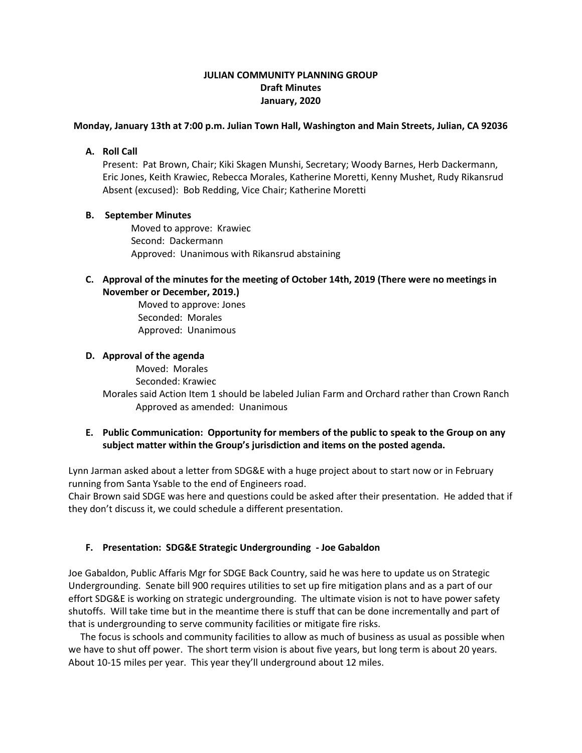**JULIAN COMMUNITY PLANNING GROUP**
**Draft Minutes**
**January, 2020**

**Monday, January 13th at 7:00 p.m. Julian Town Hall, Washington and Main Streets, Julian, CA 92036**

**A. Roll Call**

Present: Pat Brown, Chair; Kiki Skagen Munshi, Secretary; Woody Barnes, Herb Dackermann, Eric Jones, Keith Krawiec, Rebecca Morales, Katherine Moretti, Kenny Mushet, Rudy Rikansrud
Absent (excused): Bob Redding, Vice Chair; Katherine Moretti

**B. September Minutes**

Moved to approve: Krawiec
Second: Dackermann
Approved: Unanimous with Rikansrud abstaining

**C. Approval of the minutes for the meeting of October 14th, 2019 (There were no meetings in November or December, 2019.)**

Moved to approve: Jones
Seconded: Morales
Approved: Unanimous

**D. Approval of the agenda**

Moved: Morales
Seconded: Krawiec
Morales said Action Item 1 should be labeled Julian Farm and Orchard rather than Crown Ranch
Approved as amended: Unanimous

**E. Public Communication: Opportunity for members of the public to speak to the Group on any subject matter within the Group's jurisdiction and items on the posted agenda.**

Lynn Jarman asked about a letter from SDG&E with a huge project about to start now or in February running from Santa Ysable to the end of Engineers road.
Chair Brown said SDGE was here and questions could be asked after their presentation. He added that if they don't discuss it, we could schedule a different presentation.

**F. Presentation: SDG&E Strategic Undergrounding - Joe Gabaldon**

Joe Gabaldon, Public Affaris Mgr for SDGE Back Country, said he was here to update us on Strategic Undergrounding. Senate bill 900 requires utilities to set up fire mitigation plans and as a part of our effort SDG&E is working on strategic undergrounding. The ultimate vision is not to have power safety shutoffs. Will take time but in the meantime there is stuff that can be done incrementally and part of that is undergrounding to serve community facilities or mitigate fire risks.

The focus is schools and community facilities to allow as much of business as usual as possible when we have to shut off power. The short term vision is about five years, but long term is about 20 years. About 10-15 miles per year. This year they'll underground about 12 miles.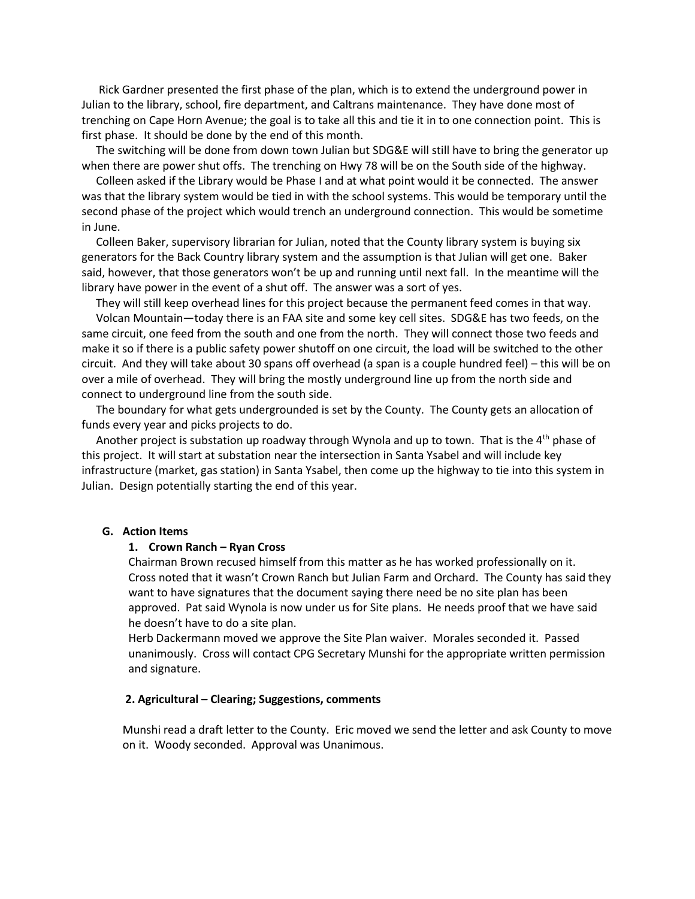Rick Gardner presented the first phase of the plan, which is to extend the underground power in Julian to the library, school, fire department, and Caltrans maintenance. They have done most of trenching on Cape Horn Avenue; the goal is to take all this and tie it in to one connection point. This is first phase. It should be done by the end of this month.

The switching will be done from down town Julian but SDG&E will still have to bring the generator up when there are power shut offs. The trenching on Hwy 78 will be on the South side of the highway.

Colleen asked if the Library would be Phase I and at what point would it be connected. The answer was that the library system would be tied in with the school systems. This would be temporary until the second phase of the project which would trench an underground connection. This would be sometime in June.

Colleen Baker, supervisory librarian for Julian, noted that the County library system is buying six generators for the Back Country library system and the assumption is that Julian will get one. Baker said, however, that those generators won't be up and running until next fall. In the meantime will the library have power in the event of a shut off. The answer was a sort of yes.

They will still keep overhead lines for this project because the permanent feed comes in that way.

Volcan Mountain—today there is an FAA site and some key cell sites. SDG&E has two feeds, on the same circuit, one feed from the south and one from the north. They will connect those two feeds and make it so if there is a public safety power shutoff on one circuit, the load will be switched to the other circuit. And they will take about 30 spans off overhead (a span is a couple hundred feel) – this will be on over a mile of overhead. They will bring the mostly underground line up from the north side and connect to underground line from the south side.

The boundary for what gets undergrounded is set by the County. The County gets an allocation of funds every year and picks projects to do.

Another project is substation up roadway through Wynola and up to town. That is the 4th phase of this project. It will start at substation near the intersection in Santa Ysabel and will include key infrastructure (market, gas station) in Santa Ysabel, then come up the highway to tie into this system in Julian. Design potentially starting the end of this year.

**G. Action Items**

**1. Crown Ranch – Ryan Cross**

Chairman Brown recused himself from this matter as he has worked professionally on it. Cross noted that it wasn't Crown Ranch but Julian Farm and Orchard. The County has said they want to have signatures that the document saying there need be no site plan has been approved. Pat said Wynola is now under us for Site plans. He needs proof that we have said he doesn't have to do a site plan.

Herb Dackermann moved we approve the Site Plan waiver. Morales seconded it. Passed unanimously. Cross will contact CPG Secretary Munshi for the appropriate written permission and signature.

**2. Agricultural – Clearing; Suggestions, comments**

Munshi read a draft letter to the County. Eric moved we send the letter and ask County to move on it. Woody seconded. Approval was Unanimous.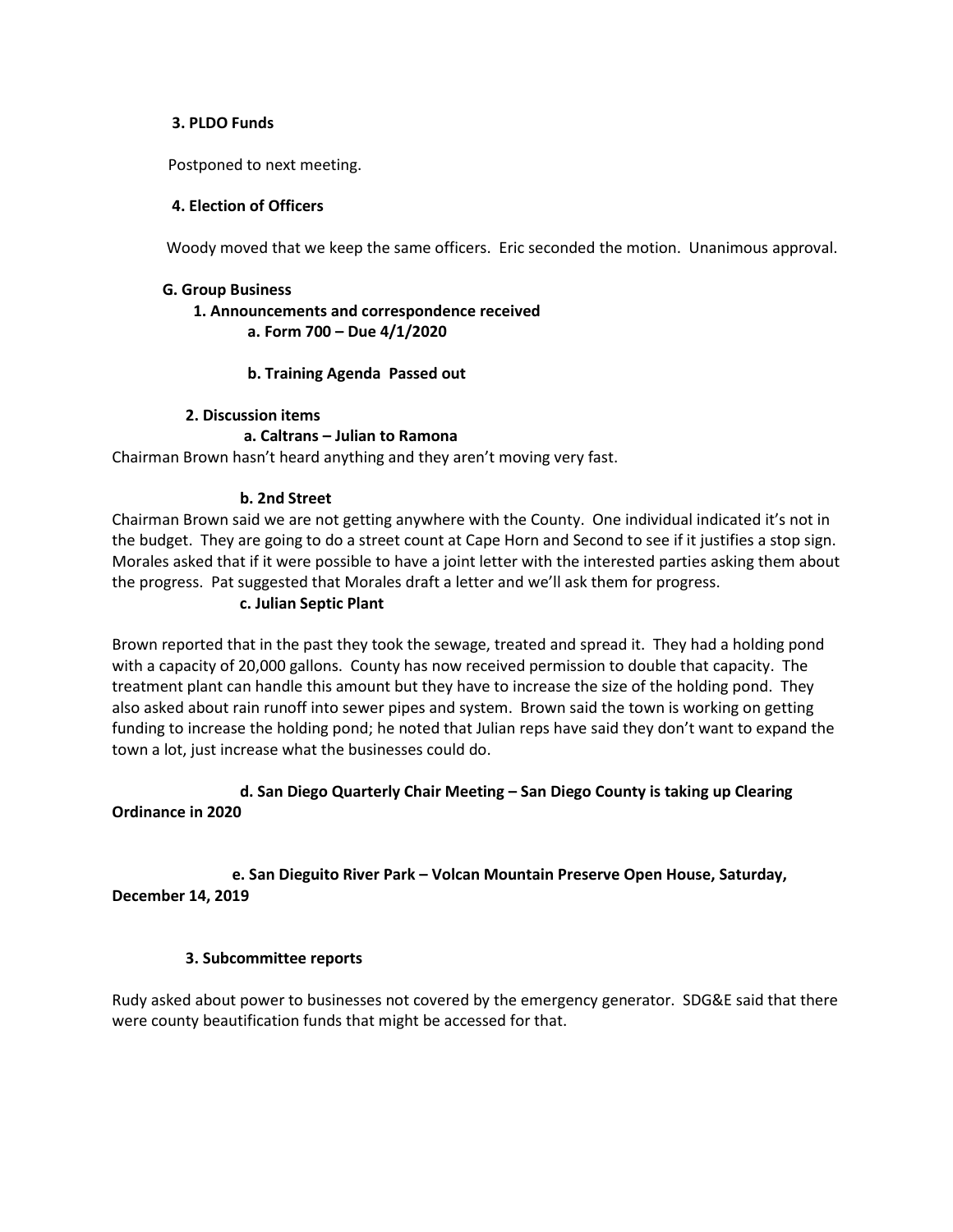**3. PLDO Funds**

Postponed to next meeting.

**4. Election of Officers**

Woody moved that we keep the same officers. Eric seconded the motion. Unanimous approval.

**G. Group Business**

**1. Announcements and correspondence received**

**a. Form 700 – Due 4/1/2020**

**b. Training Agenda Passed out**

**2. Discussion items**

**a. Caltrans – Julian to Ramona**

Chairman Brown hasn't heard anything and they aren't moving very fast.

**b. 2nd Street**

Chairman Brown said we are not getting anywhere with the County. One individual indicated it's not in the budget. They are going to do a street count at Cape Horn and Second to see if it justifies a stop sign. Morales asked that if it were possible to have a joint letter with the interested parties asking them about the progress. Pat suggested that Morales draft a letter and we'll ask them for progress.

**c. Julian Septic Plant**

Brown reported that in the past they took the sewage, treated and spread it. They had a holding pond with a capacity of 20,000 gallons. County has now received permission to double that capacity. The treatment plant can handle this amount but they have to increase the size of the holding pond. They also asked about rain runoff into sewer pipes and system. Brown said the town is working on getting funding to increase the holding pond; he noted that Julian reps have said they don't want to expand the town a lot, just increase what the businesses could do.

**d. San Diego Quarterly Chair Meeting – San Diego County is taking up Clearing Ordinance in 2020**

**e. San Dieguito River Park – Volcan Mountain Preserve Open House, Saturday, December 14, 2019**

**3. Subcommittee reports**

Rudy asked about power to businesses not covered by the emergency generator. SDG&E said that there were county beautification funds that might be accessed for that.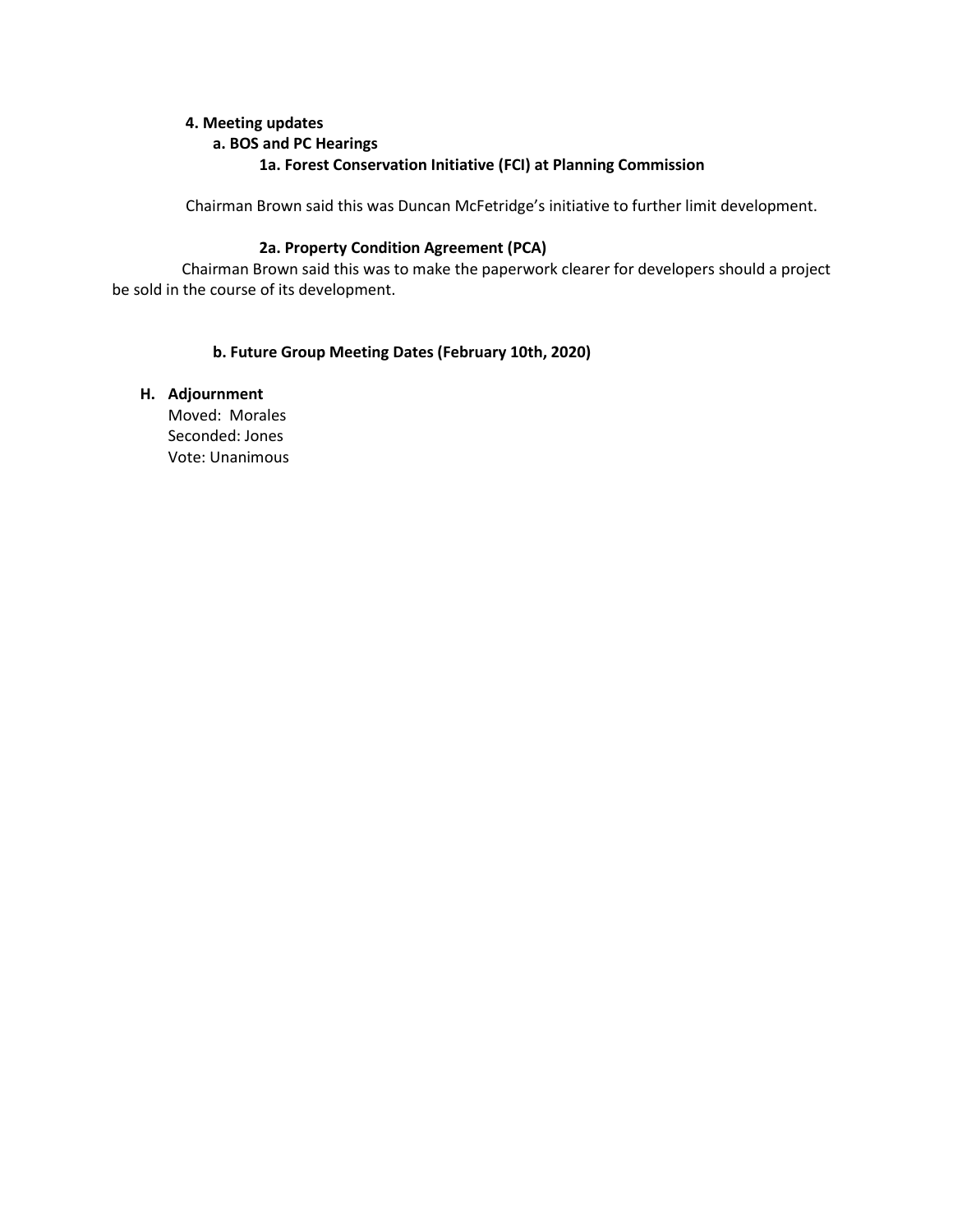**4. Meeting updates**

**a. BOS and PC Hearings**

**1a. Forest Conservation Initiative (FCI) at Planning Commission**

Chairman Brown said this was Duncan McFetridge's initiative to further limit development.

**2a. Property Condition Agreement (PCA)**

Chairman Brown said this was to make the paperwork clearer for developers should a project be sold in the course of its development.

**b. Future Group Meeting Dates (February 10th, 2020)**

**H. Adjournment**

Moved: Morales
Seconded: Jones
Vote: Unanimous